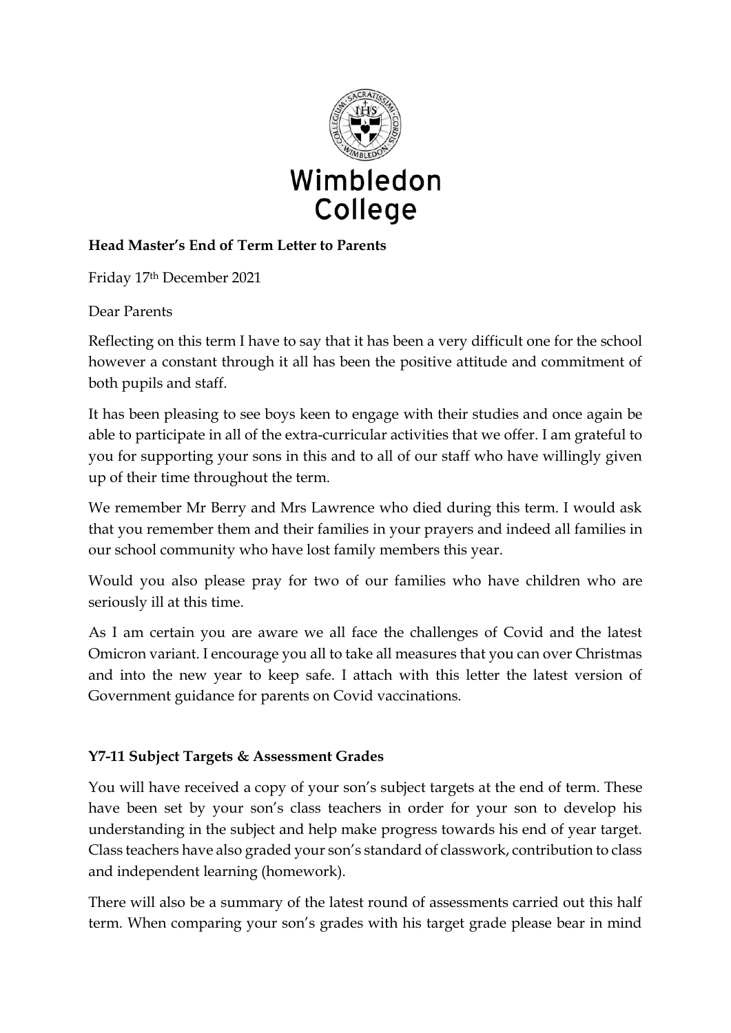Wimbledon College

**Head Master's End of Term Letter to Parents**

Friday 17th December 2021

Dear Parents

Reflecting on this term I have to say that it has been a very difficult one for the school however a constant through it all has been the positive attitude and commitment of both pupils and staff.

It has been pleasing to see boys keen to engage with their studies and once again be able to participate in all of the extra-curricular activities that we offer. I am grateful to you for supporting your sons in this and to all of our staff who have willingly given up of their time throughout the term.

We remember Mr Berry and Mrs Lawrence who died during this term. I would ask that you remember them and their families in your prayers and indeed all families in our school community who have lost family members this year.

Would you also please pray for two of our families who have children who are seriously ill at this time.

As I am certain you are aware we all face the challenges of Covid and the latest Omicron variant. I encourage you all to take all measures that you can over Christmas and into the new year to keep safe. I attach with this letter the latest version of Government guidance for parents on Covid vaccinations.

**Y7-11 Subject Targets & Assessment Grades**

You will have received a copy of your son's subject targets at the end of term. These have been set by your son's class teachers in order for your son to develop his understanding in the subject and help make progress towards his end of year target. Class teachers have also graded your son's standard of classwork, contribution to class and independent learning (homework).

There will also be a summary of the latest round of assessments carried out this half term. When comparing your son's grades with his target grade please bear in mind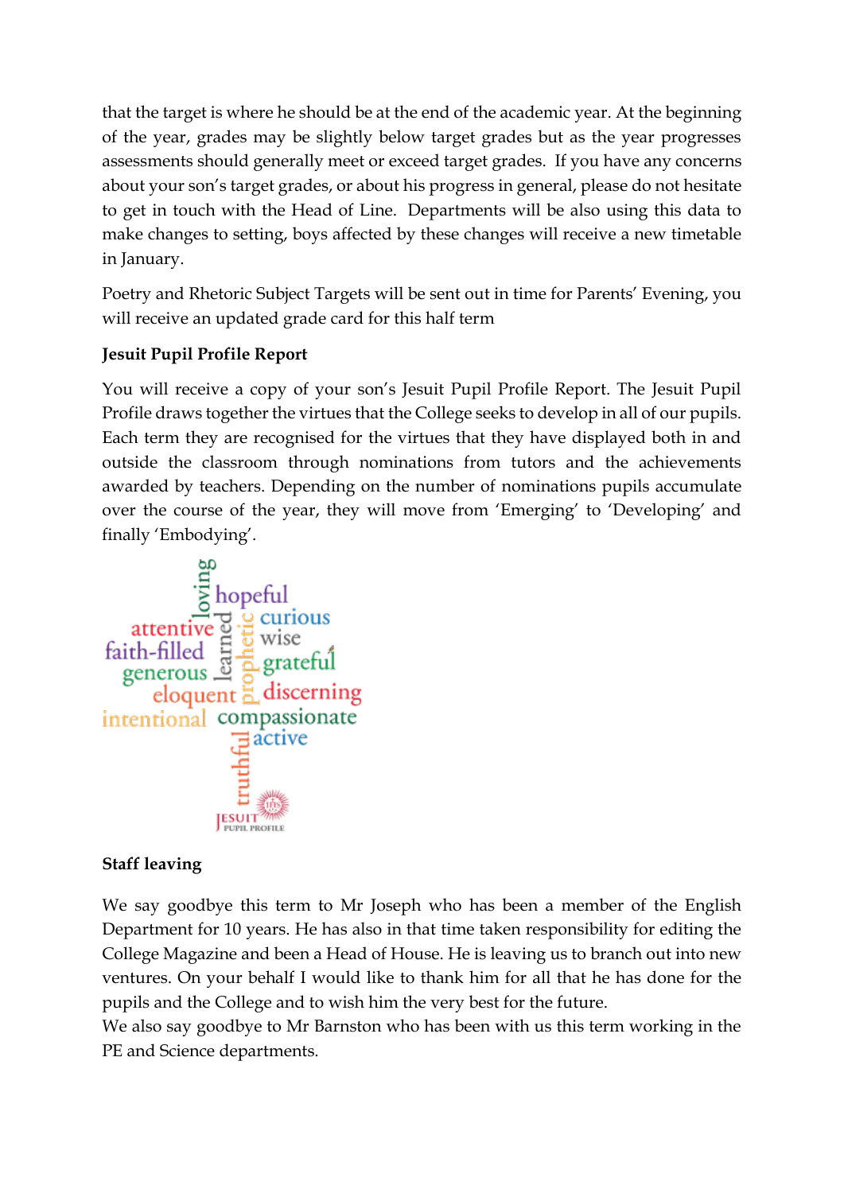that the target is where he should be at the end of the academic year. At the beginning of the year, grades may be slightly below target grades but as the year progresses assessments should generally meet or exceed target grades. If you have any concerns about your son's target grades, or about his progress in general, please do not hesitate to get in touch with the Head of Line. Departments will be also using this data to make changes to setting, boys affected by these changes will receive a new timetable in January.

Poetry and Rhetoric Subject Targets will be sent out in time for Parents' Evening, you will receive an updated grade card for this half term

**Jesuit Pupil Profile Report**

You will receive a copy of your son's Jesuit Pupil Profile Report. The Jesuit Pupil Profile draws together the virtues that the College seeks to develop in all of our pupils. Each term they are recognised for the virtues that they have displayed both in and outside the classroom through nominations from tutors and the achievements awarded by teachers. Depending on the number of nominations pupils accumulate over the course of the year, they will move from 'Emerging' to 'Developing' and finally 'Embodying'.

**Staff leaving**

We say goodbye this term to Mr Joseph who has been a member of the English Department for 10 years. He has also in that time taken responsibility for editing the College Magazine and been a Head of House. He is leaving us to branch out into new ventures. On your behalf I would like to thank him for all that he has done for the pupils and the College and to wish him the very best for the future.

We also say goodbye to Mr Barnston who has been with us this term working in the PE and Science departments.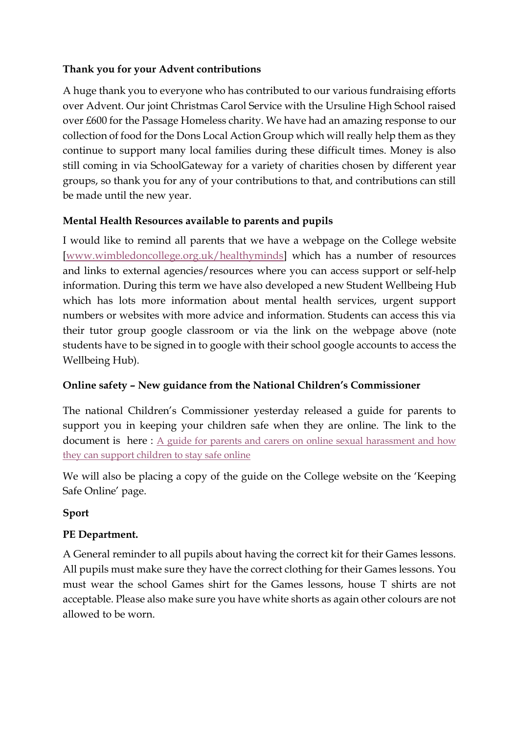**Thank you for your Advent contributions**

A huge thank you to everyone who has contributed to our various fundraising efforts over Advent. Our joint Christmas Carol Service with the Ursuline High School raised over £600 for the Passage Homeless charity. We have had an amazing response to our collection of food for the Dons Local Action Group which will really help them as they continue to support many local families during these difficult times. Money is also still coming in via SchoolGateway for a variety of charities chosen by different year groups, so thank you for any of your contributions to that, and contributions can still be made until the new year.

**Mental Health Resources available to parents and pupils**

I would like to remind all parents that we have a webpage on the College website [www.wimbledoncollege.org.uk/healthyminds] which has a number of resources and links to external agencies/resources where you can access support or self-help information. During this term we have also developed a new Student Wellbeing Hub which has lots more information about mental health services, urgent support numbers or websites with more advice and information. Students can access this via their tutor group google classroom or via the link on the webpage above (note students have to be signed in to google with their school google accounts to access the Wellbeing Hub).

**Online safety – New guidance from the National Children's Commissioner**

The national Children's Commissioner yesterday released a guide for parents to support you in keeping your children safe when they are online. The link to the document is here : A guide for parents and carers on online sexual harassment and how they can support children to stay safe online

We will also be placing a copy of the guide on the College website on the 'Keeping Safe Online' page.

**Sport**

**PE Department.**

A General reminder to all pupils about having the correct kit for their Games lessons. All pupils must make sure they have the correct clothing for their Games lessons. You must wear the school Games shirt for the Games lessons, house T shirts are not acceptable. Please also make sure you have white shorts as again other colours are not allowed to be worn.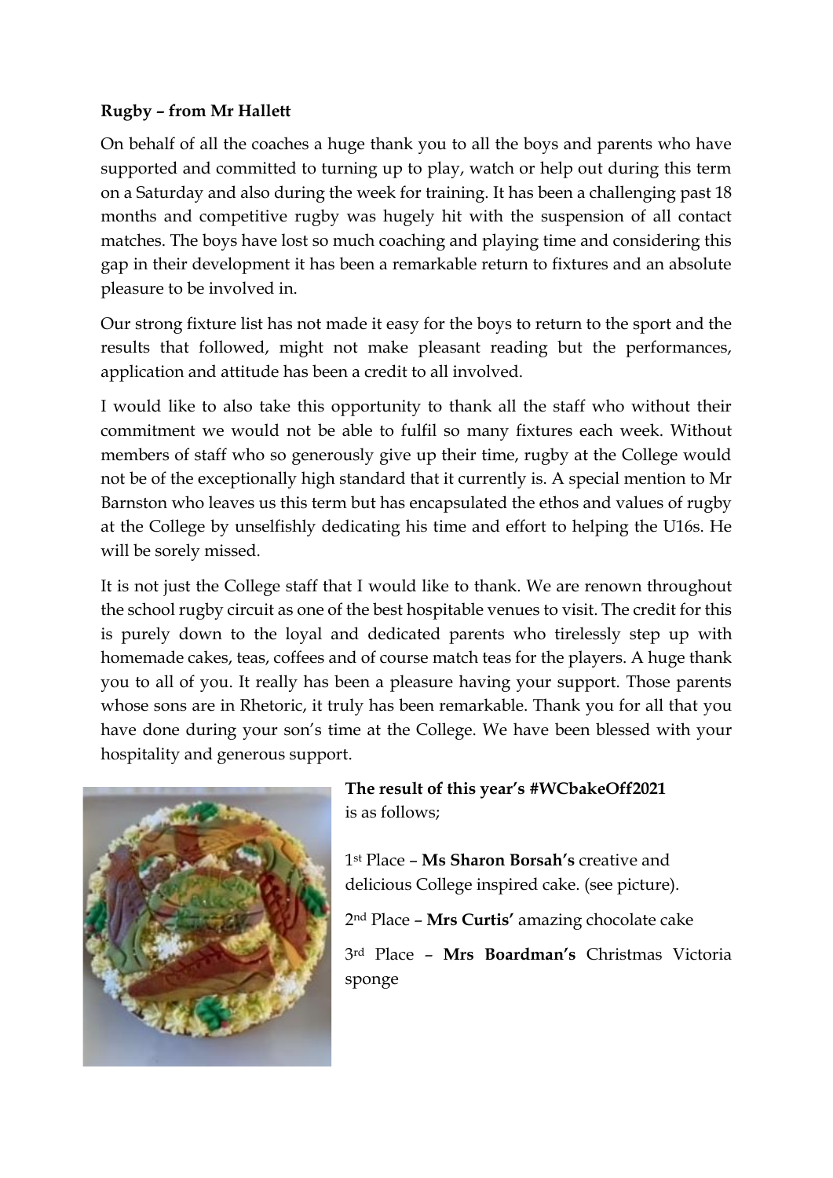**Rugby – from Mr Hallett**

On behalf of all the coaches a huge thank you to all the boys and parents who have supported and committed to turning up to play, watch or help out during this term on a Saturday and also during the week for training. It has been a challenging past 18 months and competitive rugby was hugely hit with the suspension of all contact matches. The boys have lost so much coaching and playing time and considering this gap in their development it has been a remarkable return to fixtures and an absolute pleasure to be involved in.

Our strong fixture list has not made it easy for the boys to return to the sport and the results that followed, might not make pleasant reading but the performances, application and attitude has been a credit to all involved.

I would like to also take this opportunity to thank all the staff who without their commitment we would not be able to fulfil so many fixtures each week. Without members of staff who so generously give up their time, rugby at the College would not be of the exceptionally high standard that it currently is. A special mention to Mr Barnston who leaves us this term but has encapsulated the ethos and values of rugby at the College by unselfishly dedicating his time and effort to helping the U16s. He will be sorely missed.

It is not just the College staff that I would like to thank. We are renown throughout the school rugby circuit as one of the best hospitable venues to visit. The credit for this is purely down to the loyal and dedicated parents who tirelessly step up with homemade cakes, teas, coffees and of course match teas for the players. A huge thank you to all of you. It really has been a pleasure having your support. Those parents whose sons are in Rhetoric, it truly has been remarkable. Thank you for all that you have done during your son's time at the College. We have been blessed with your hospitality and generous support.

**The result of this year's #WCbakeOff2021** is as follows;

1st Place – **Ms Sharon Borsah's** creative and delicious College inspired cake. (see picture).

2nd Place – **Mrs Curtis'** amazing chocolate cake

3rd Place – **Mrs Boardman's** Christmas Victoria sponge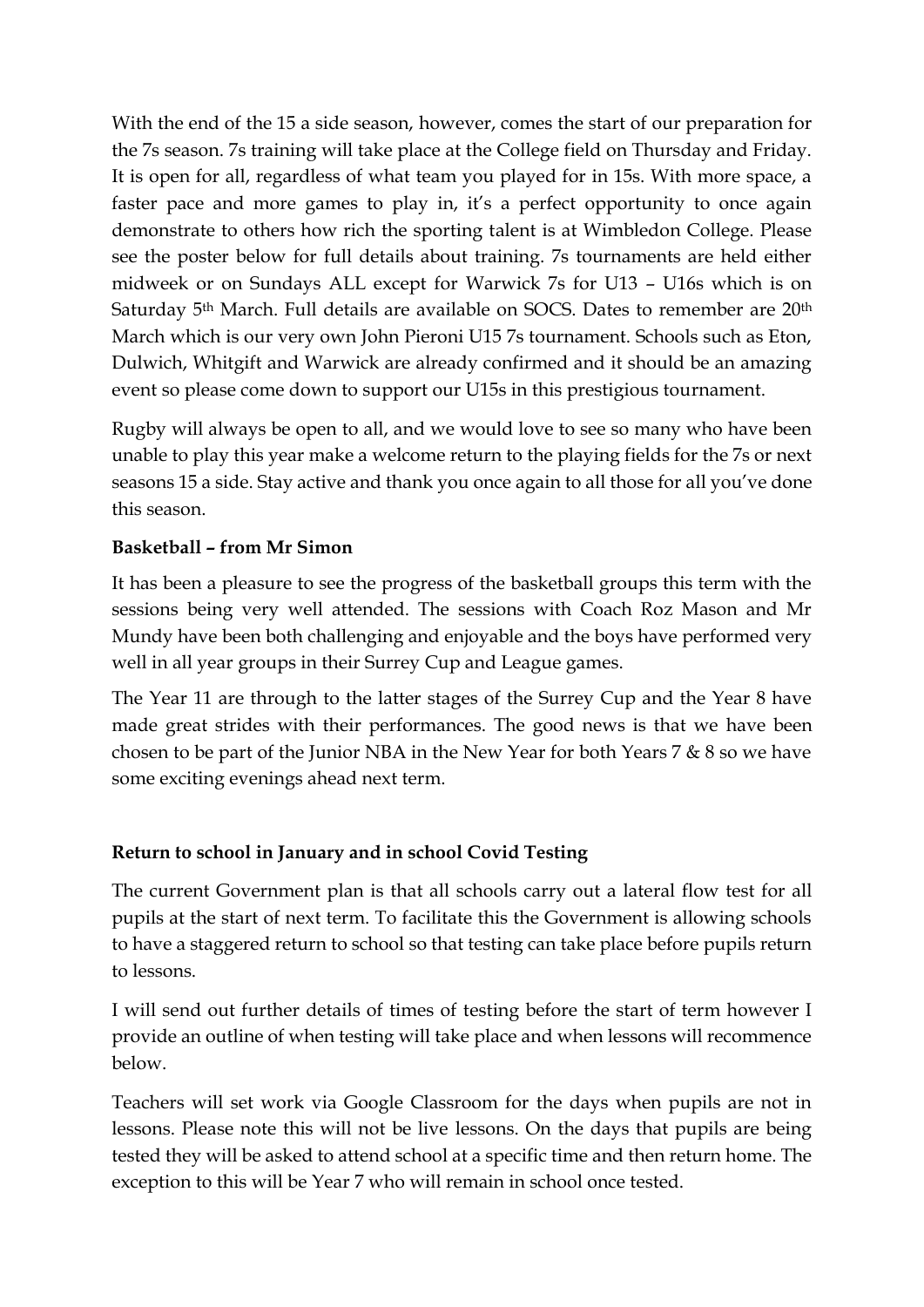With the end of the 15 a side season, however, comes the start of our preparation for the 7s season. 7s training will take place at the College field on Thursday and Friday. It is open for all, regardless of what team you played for in 15s. With more space, a faster pace and more games to play in, it's a perfect opportunity to once again demonstrate to others how rich the sporting talent is at Wimbledon College. Please see the poster below for full details about training. 7s tournaments are held either midweek or on Sundays ALL except for Warwick 7s for U13 – U16s which is on Saturday 5th March. Full details are available on SOCS. Dates to remember are 20th March which is our very own John Pieroni U15 7s tournament. Schools such as Eton, Dulwich, Whitgift and Warwick are already confirmed and it should be an amazing event so please come down to support our U15s in this prestigious tournament.

Rugby will always be open to all, and we would love to see so many who have been unable to play this year make a welcome return to the playing fields for the 7s or next seasons 15 a side. Stay active and thank you once again to all those for all you've done this season.

**Basketball – from Mr Simon**

It has been a pleasure to see the progress of the basketball groups this term with the sessions being very well attended. The sessions with Coach Roz Mason and Mr Mundy have been both challenging and enjoyable and the boys have performed very well in all year groups in their Surrey Cup and League games.

The Year 11 are through to the latter stages of the Surrey Cup and the Year 8 have made great strides with their performances. The good news is that we have been chosen to be part of the Junior NBA in the New Year for both Years 7 & 8 so we have some exciting evenings ahead next term.

**Return to school in January and in school Covid Testing**

The current Government plan is that all schools carry out a lateral flow test for all pupils at the start of next term. To facilitate this the Government is allowing schools to have a staggered return to school so that testing can take place before pupils return to lessons.

I will send out further details of times of testing before the start of term however I provide an outline of when testing will take place and when lessons will recommence below.

Teachers will set work via Google Classroom for the days when pupils are not in lessons. Please note this will not be live lessons. On the days that pupils are being tested they will be asked to attend school at a specific time and then return home. The exception to this will be Year 7 who will remain in school once tested.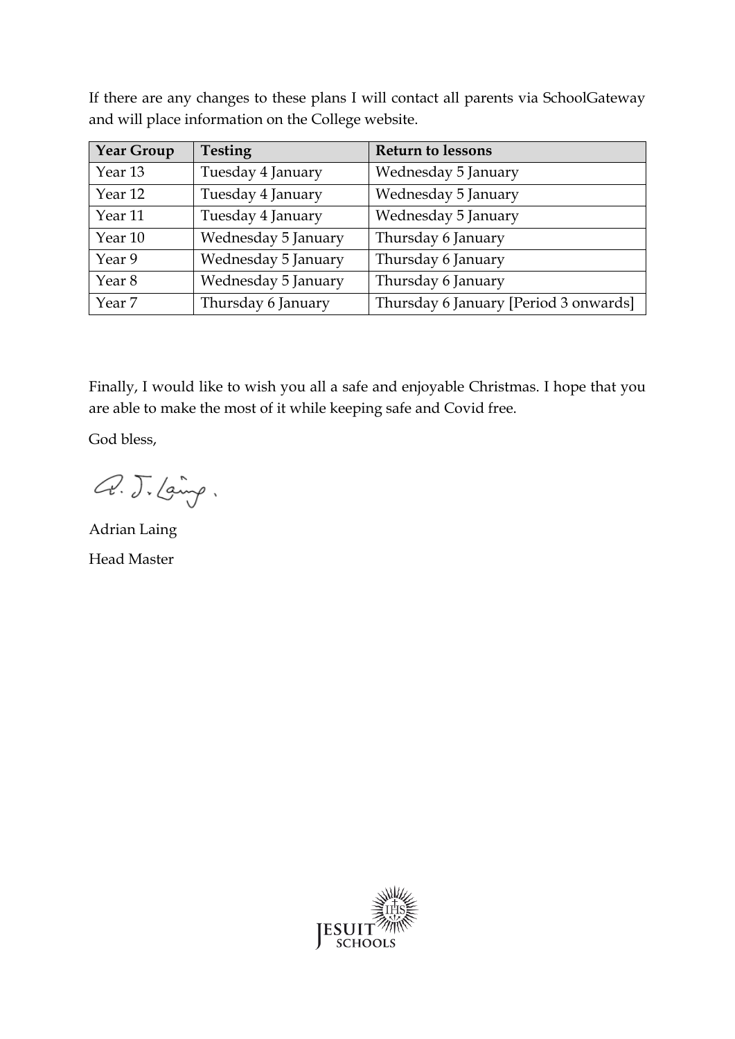If there are any changes to these plans I will contact all parents via SchoolGateway and will place information on the College website.

| Year Group | Testing | Return to lessons |
| --- | --- | --- |
| Year 13 | Tuesday 4 January | Wednesday 5 January |
| Year 12 | Tuesday 4 January | Wednesday 5 January |
| Year 11 | Tuesday 4 January | Wednesday 5 January |
| Year 10 | Wednesday 5 January | Thursday 6 January |
| Year 9 | Wednesday 5 January | Thursday 6 January |
| Year 8 | Wednesday 5 January | Thursday 6 January |
| Year 7 | Thursday 6 January | Thursday 6 January [Period 3 onwards] |

Finally, I would like to wish you all a safe and enjoyable Christmas. I hope that you are able to make the most of it while keeping safe and Covid free.

God bless,

A. J. Laing.

Adrian Laing

Head Master

JESUIT SCHOOLS